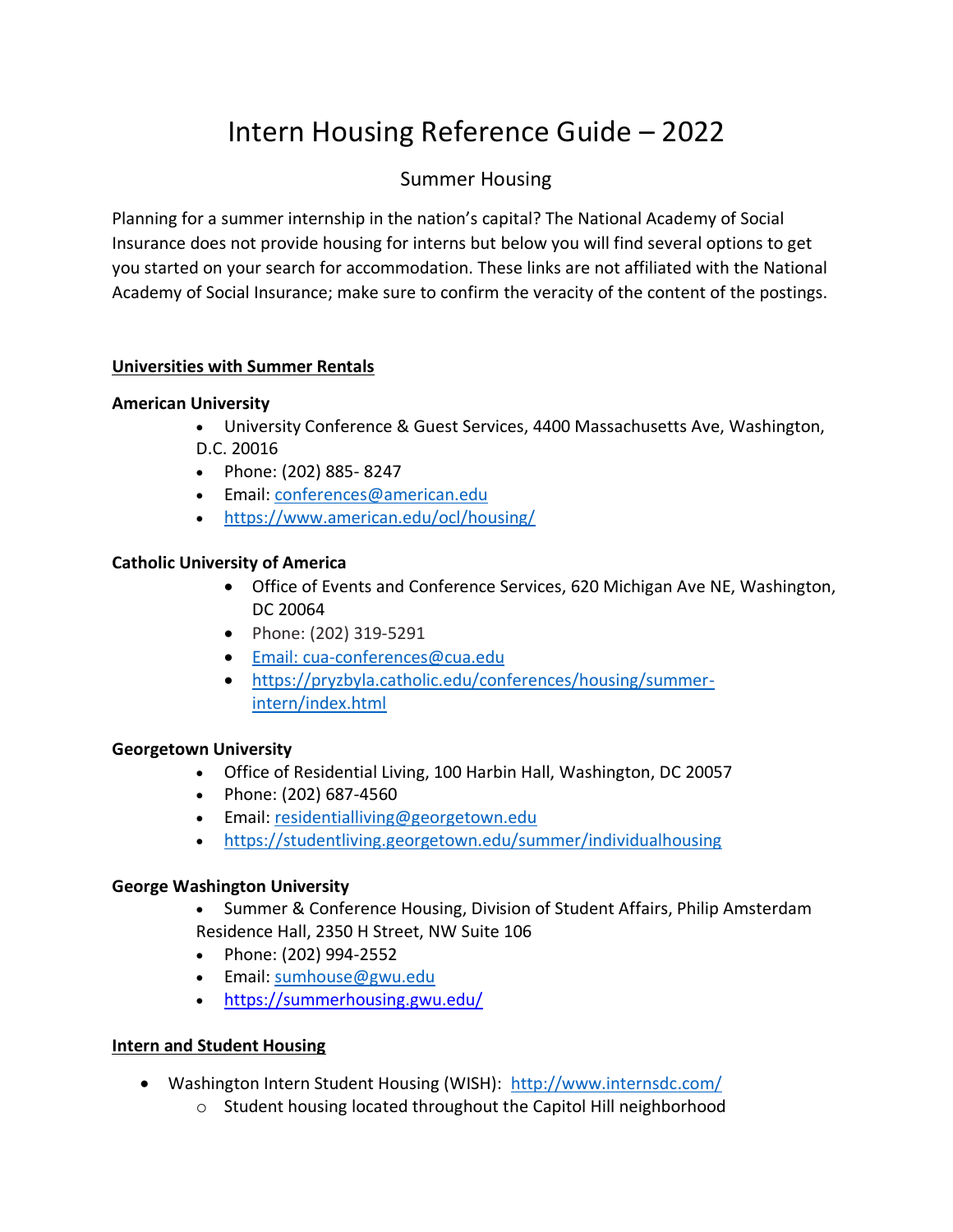# Intern Housing Reference Guide – 2022

## Summer Housing

Planning for a summer internship in the nation's capital? The National Academy of Social Insurance does not provide housing for interns but below you will find several options to get you started on your search for accommodation. These links are not affiliated with the National Academy of Social Insurance; make sure to confirm the veracity of the content of the postings.

### Universities with Summer Rentals

**American University**

- University Conference & Guest Services, 4400 Massachusetts Ave, Washington, D.C. 20016
- Phone: (202) 885- 8247
- Email: conferences@american.edu
- https://www.american.edu/ocl/housing/

**Catholic University of America**

- Office of Events and Conference Services, 620 Michigan Ave NE, Washington, DC 20064
- Phone: (202) 319-5291
- Email: cua-conferences@cua.edu
- https://pryzbyla.catholic.edu/conferences/housing/summer-intern/index.html

**Georgetown University**

- Office of Residential Living, 100 Harbin Hall, Washington, DC 20057
- Phone: (202) 687-4560
- Email: residentialliving@georgetown.edu
- https://studentliving.georgetown.edu/summer/individualhousing

**George Washington University**

- Summer & Conference Housing, Division of Student Affairs, Philip Amsterdam Residence Hall, 2350 H Street, NW Suite 106
- Phone: (202) 994-2552
- Email: sumhouse@gwu.edu
- https://summerhousing.gwu.edu/

### Intern and Student Housing

- Washington Intern Student Housing (WISH): http://www.internsdc.com/
  - Student housing located throughout the Capitol Hill neighborhood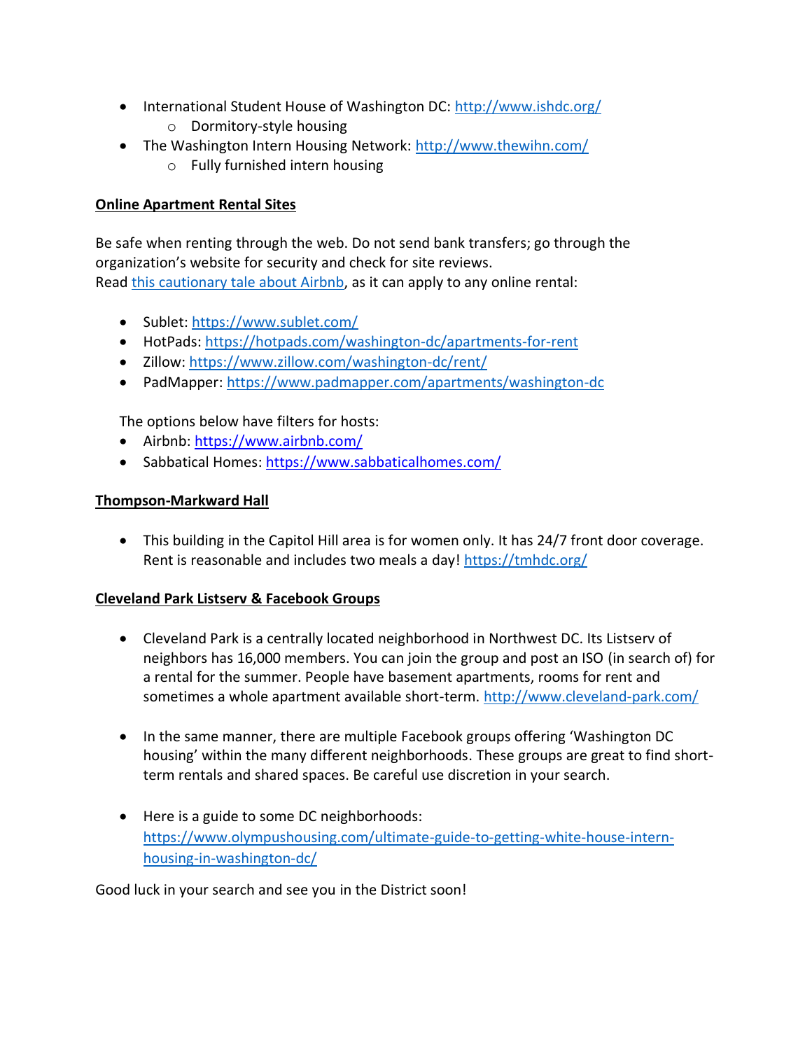- International Student House of Washington DC: http://www.ishdc.org/
  - Dormitory-style housing
- The Washington Intern Housing Network: http://www.thewihn.com/
  - Fully furnished intern housing

**Online Apartment Rental Sites**

Be safe when renting through the web. Do not send bank transfers; go through the organization's website for security and check for site reviews.
Read this cautionary tale about Airbnb, as it can apply to any online rental:

- Sublet: https://www.sublet.com/
- HotPads: https://hotpads.com/washington-dc/apartments-for-rent
- Zillow: https://www.zillow.com/washington-dc/rent/
- PadMapper: https://www.padmapper.com/apartments/washington-dc

The options below have filters for hosts:

- Airbnb: https://www.airbnb.com/
- Sabbatical Homes: https://www.sabbaticalhomes.com/

**Thompson-Markward Hall**

- This building in the Capitol Hill area is for women only. It has 24/7 front door coverage. Rent is reasonable and includes two meals a day! https://tmhdc.org/

**Cleveland Park Listserv & Facebook Groups**

- Cleveland Park is a centrally located neighborhood in Northwest DC. Its Listserv of neighbors has 16,000 members. You can join the group and post an ISO (in search of) for a rental for the summer. People have basement apartments, rooms for rent and sometimes a whole apartment available short-term. http://www.cleveland-park.com/

- In the same manner, there are multiple Facebook groups offering 'Washington DC housing' within the many different neighborhoods. These groups are great to find short-term rentals and shared spaces. Be careful use discretion in your search.

- Here is a guide to some DC neighborhoods: https://www.olympushousing.com/ultimate-guide-to-getting-white-house-intern-housing-in-washington-dc/

Good luck in your search and see you in the District soon!